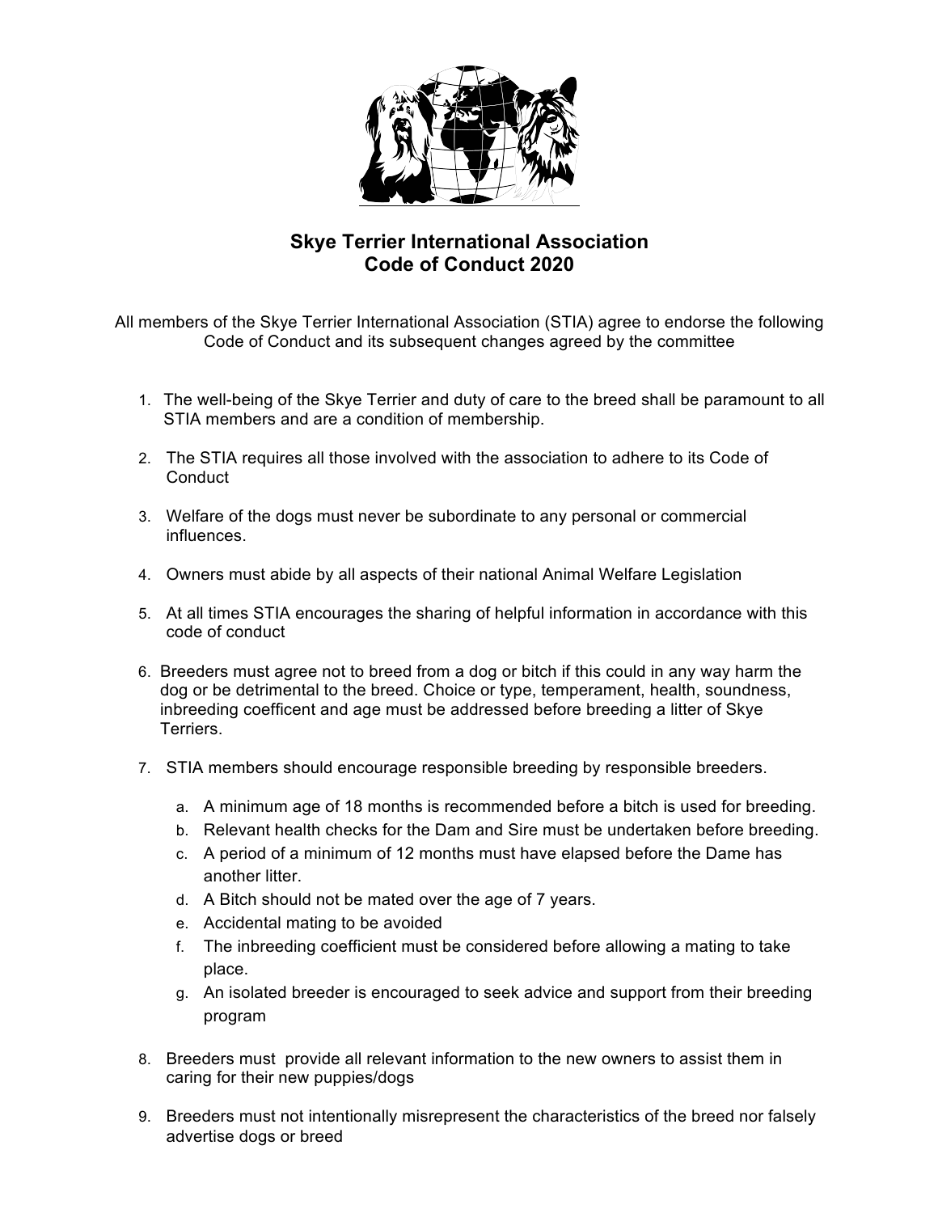# Skye Terrier International Association
## Code of Conduct 2020

All members of the Skye Terrier International Association (STIA) agree to endorse the following Code of Conduct and its subsequent changes agreed by the committee

1. The well-being of the Skye Terrier and duty of care to the breed shall be paramount to all STIA members and are a condition of membership.

2. The STIA requires all those involved with the association to adhere to its Code of Conduct

3. Welfare of the dogs must never be subordinate to any personal or commercial influences.

4. Owners must abide by all aspects of their national Animal Welfare Legislation

5. At all times STIA encourages the sharing of helpful information in accordance with this code of conduct

6. Breeders must agree not to breed from a dog or bitch if this could in any way harm the dog or be detrimental to the breed. Choice or type, temperament, health, soundness, inbreeding coefficent and age must be addressed before breeding a litter of Skye Terriers.

7. STIA members should encourage responsible breeding by responsible breeders.

    a. A minimum age of 18 months is recommended before a bitch is used for breeding.
    b. Relevant health checks for the Dam and Sire must be undertaken before breeding.
    c. A period of a minimum of 12 months must have elapsed before the Dame has another litter.
    d. A Bitch should not be mated over the age of 7 years.
    e. Accidental mating to be avoided
    f. The inbreeding coefficient must be considered before allowing a mating to take place.
    g. An isolated breeder is encouraged to seek advice and support from their breeding program

8. Breeders must provide all relevant information to the new owners to assist them in caring for their new puppies/dogs

9. Breeders must not intentionally misrepresent the characteristics of the breed nor falsely advertise dogs or breed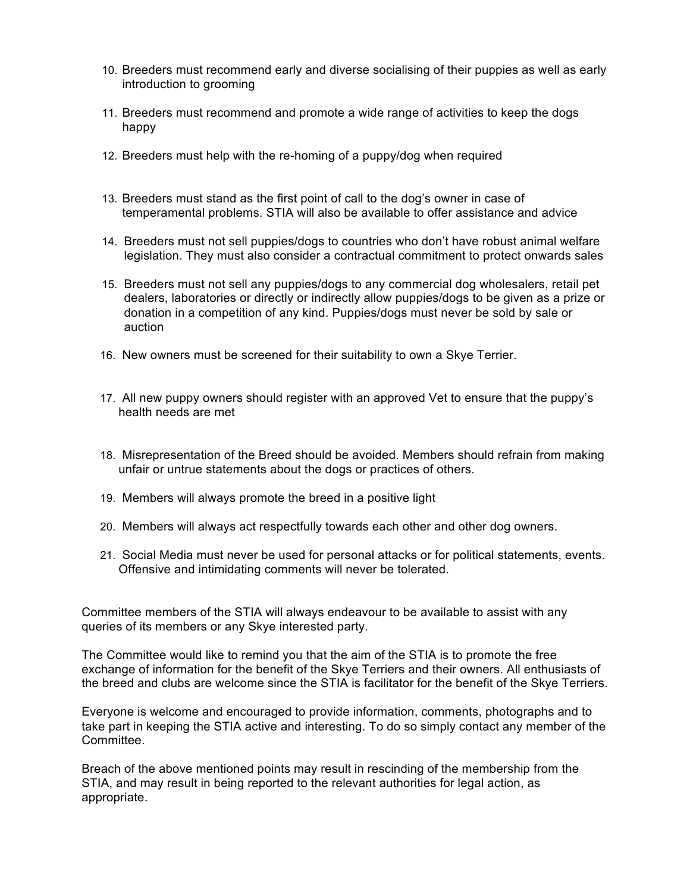10. Breeders must recommend early and diverse socialising of their puppies as well as early introduction to grooming
11. Breeders must recommend and promote a wide range of activities to keep the dogs happy
12. Breeders must help with the re-homing of a puppy/dog when required
13. Breeders must stand as the first point of call to the dog's owner in case of temperamental problems. STIA will also be available to offer assistance and advice
14. Breeders must not sell puppies/dogs to countries who don't have robust animal welfare legislation. They must also consider a contractual commitment to protect onwards sales
15. Breeders must not sell any puppies/dogs to any commercial dog wholesalers, retail pet dealers, laboratories or directly or indirectly allow puppies/dogs to be given as a prize or donation in a competition of any kind. Puppies/dogs must never be sold by sale or auction
16. New owners must be screened for their suitability to own a Skye Terrier.
17. All new puppy owners should register with an approved Vet to ensure that the puppy's health needs are met
18. Misrepresentation of the Breed should be avoided. Members should refrain from making unfair or untrue statements about the dogs or practices of others.
19. Members will always promote the breed in a positive light
20. Members will always act respectfully towards each other and other dog owners.
21. Social Media must never be used for personal attacks or for political statements, events. Offensive and intimidating comments will never be tolerated.

Committee members of the STIA will always endeavour to be available to assist with any queries of its members or any Skye interested party.

The Committee would like to remind you that the aim of the STIA is to promote the free exchange of information for the benefit of the Skye Terriers and their owners. All enthusiasts of the breed and clubs are welcome since the STIA is facilitator for the benefit of the Skye Terriers.

Everyone is welcome and encouraged to provide information, comments, photographs and to take part in keeping the STIA active and interesting. To do so simply contact any member of the Committee.

Breach of the above mentioned points may result in rescinding of the membership from the STIA, and may result in being reported to the relevant authorities for legal action, as appropriate.